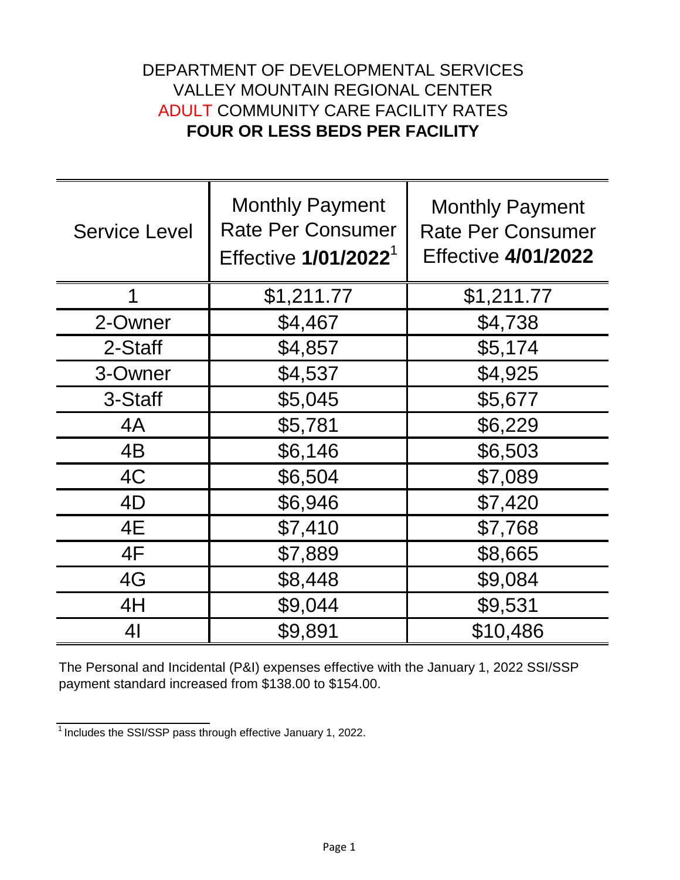# DEPARTMENT OF DEVELOPMENTAL SERVICES
# VALLEY MOUNTAIN REGIONAL CENTER
# ADULT COMMUNITY CARE FACILITY RATES
# **FOUR OR LESS BEDS PER FACILITY**

| Service Level | Monthly Payment Rate Per Consumer Effective **1/01/2022**[1] | Monthly Payment Rate Per Consumer Effective **4/01/2022** |
|---|---|---|
| 1 | $1,211.77 | $1,211.77 |
| 2-Owner | $4,467 | $4,738 |
| 2-Staff | $4,857 | $5,174 |
| 3-Owner | $4,537 | $4,925 |
| 3-Staff | $5,045 | $5,677 |
| 4A | $5,781 | $6,229 |
| 4B | $6,146 | $6,503 |
| 4C | $6,504 | $7,089 |
| 4D | $6,946 | $7,420 |
| 4E | $7,410 | $7,768 |
| 4F | $7,889 | $8,665 |
| 4G | $8,448 | $9,084 |
| 4H | $9,044 | $9,531 |
| 4I | $9,891 | $10,486 |

The Personal and Incidental (P&I) expenses effective with the January 1, 2022 SSI/SSP payment standard increased from $138.00 to $154.00.

[1] Includes the SSI/SSP pass through effective January 1, 2022.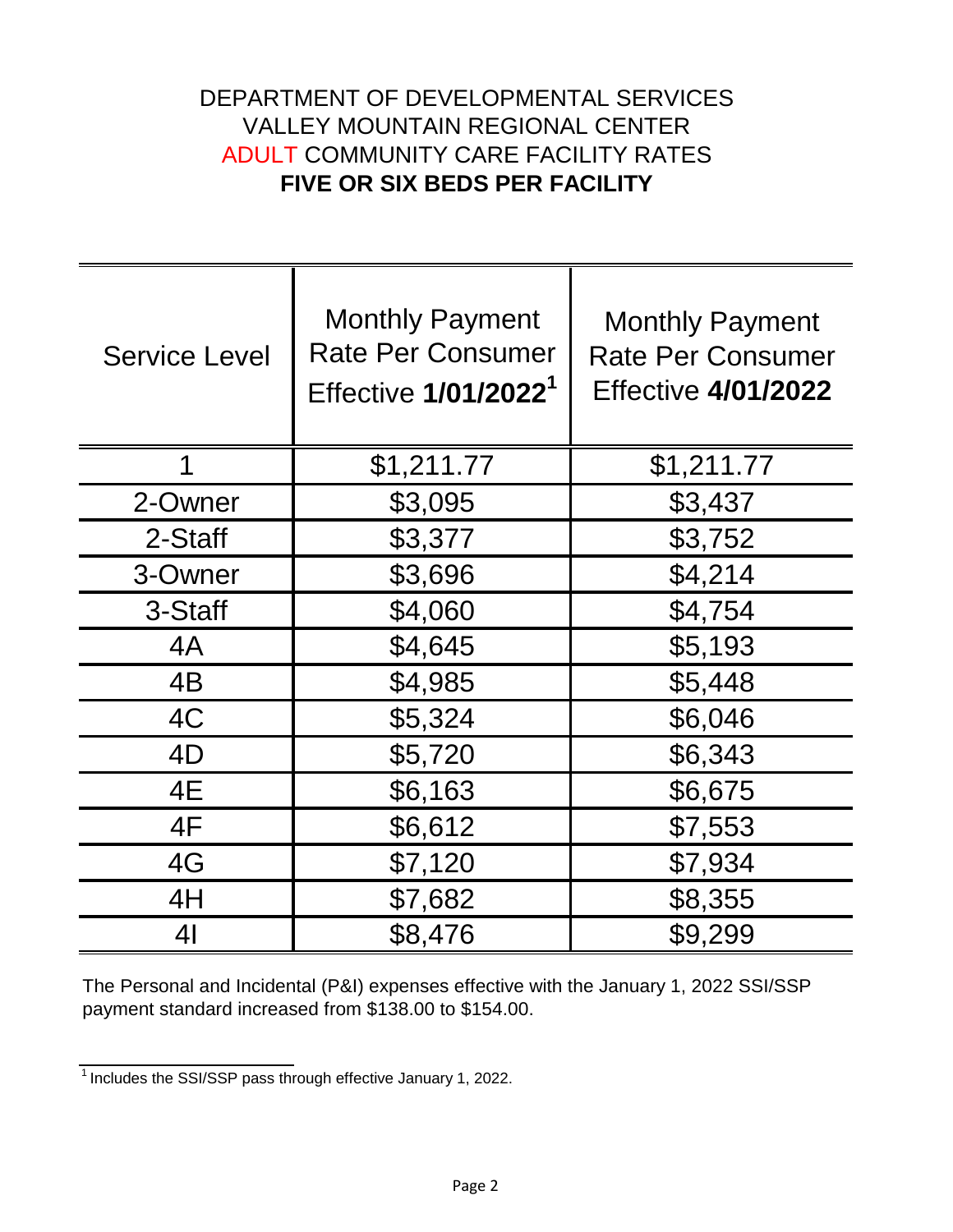# DEPARTMENT OF DEVELOPMENTAL SERVICES
# VALLEY MOUNTAIN REGIONAL CENTER
# ADULT COMMUNITY CARE FACILITY RATES
# **FIVE OR SIX BEDS PER FACILITY**

| Service Level | Monthly Payment Rate Per Consumer Effective **1/01/2022**[1] | Monthly Payment Rate Per Consumer Effective **4/01/2022** |
|---|---|---|
| 1 | $1,211.77 | $1,211.77 |
| 2-Owner | $3,095 | $3,437 |
| 2-Staff | $3,377 | $3,752 |
| 3-Owner | $3,696 | $4,214 |
| 3-Staff | $4,060 | $4,754 |
| 4A | $4,645 | $5,193 |
| 4B | $4,985 | $5,448 |
| 4C | $5,324 | $6,046 |
| 4D | $5,720 | $6,343 |
| 4E | $6,163 | $6,675 |
| 4F | $6,612 | $7,553 |
| 4G | $7,120 | $7,934 |
| 4H | $7,682 | $8,355 |
| 4I | $8,476 | $9,299 |

The Personal and Incidental (P&I) expenses effective with the January 1, 2022 SSI/SSP payment standard increased from $138.00 to $154.00.

[1] Includes the SSI/SSP pass through effective January 1, 2022.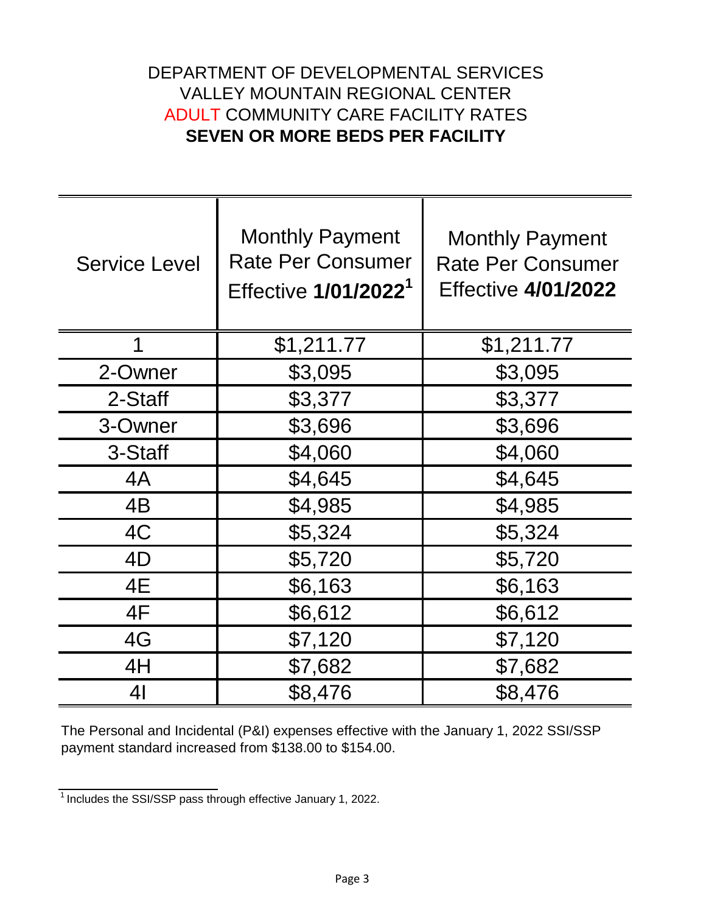# DEPARTMENT OF DEVELOPMENTAL SERVICES
## VALLEY MOUNTAIN REGIONAL CENTER
## ADULT COMMUNITY CARE FACILITY RATES
## **SEVEN OR MORE BEDS PER FACILITY**

| Service Level | Monthly Payment Rate Per Consumer Effective **1/01/2022**[1] | Monthly Payment Rate Per Consumer Effective **4/01/2022** |
|---|---|---|
| 1 | $1,211.77 | $1,211.77 |
| 2-Owner | $3,095 | $3,095 |
| 2-Staff | $3,377 | $3,377 |
| 3-Owner | $3,696 | $3,696 |
| 3-Staff | $4,060 | $4,060 |
| 4A | $4,645 | $4,645 |
| 4B | $4,985 | $4,985 |
| 4C | $5,324 | $5,324 |
| 4D | $5,720 | $5,720 |
| 4E | $6,163 | $6,163 |
| 4F | $6,612 | $6,612 |
| 4G | $7,120 | $7,120 |
| 4H | $7,682 | $7,682 |
| 4I | $8,476 | $8,476 |

The Personal and Incidental (P&I) expenses effective with the January 1, 2022 SSI/SSP payment standard increased from $138.00 to $154.00.

[1] Includes the SSI/SSP pass through effective January 1, 2022.